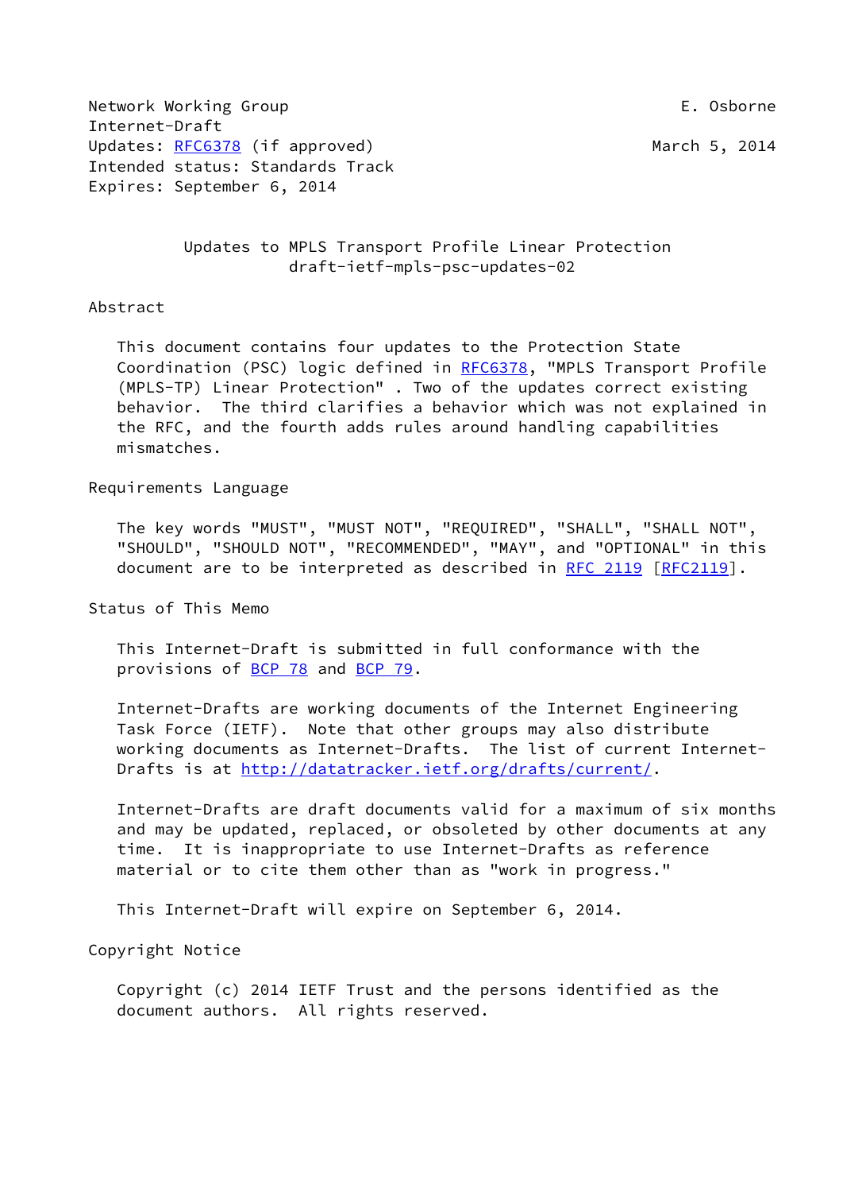Network Working Group E. Osborne
Internet-Draft
Updates: RFC6378 (if approved) March 5, 2014
Intended status: Standards Track
Expires: September 6, 2014

# Updates to MPLS Transport Profile Linear Protection
draft-ietf-mpls-psc-updates-02

## Abstract

This document contains four updates to the Protection State Coordination (PSC) logic defined in RFC6378, "MPLS Transport Profile (MPLS-TP) Linear Protection" . Two of the updates correct existing behavior. The third clarifies a behavior which was not explained in the RFC, and the fourth adds rules around handling capabilities mismatches.

## Requirements Language

The key words "MUST", "MUST NOT", "REQUIRED", "SHALL", "SHALL NOT", "SHOULD", "SHOULD NOT", "RECOMMENDED", "MAY", and "OPTIONAL" in this document are to be interpreted as described in RFC 2119 [RFC2119].

## Status of This Memo

This Internet-Draft is submitted in full conformance with the provisions of BCP 78 and BCP 79.

Internet-Drafts are working documents of the Internet Engineering Task Force (IETF). Note that other groups may also distribute working documents as Internet-Drafts. The list of current Internet-Drafts is at http://datatracker.ietf.org/drafts/current/.

Internet-Drafts are draft documents valid for a maximum of six months and may be updated, replaced, or obsoleted by other documents at any time. It is inappropriate to use Internet-Drafts as reference material or to cite them other than as "work in progress."

This Internet-Draft will expire on September 6, 2014.

## Copyright Notice

Copyright (c) 2014 IETF Trust and the persons identified as the document authors. All rights reserved.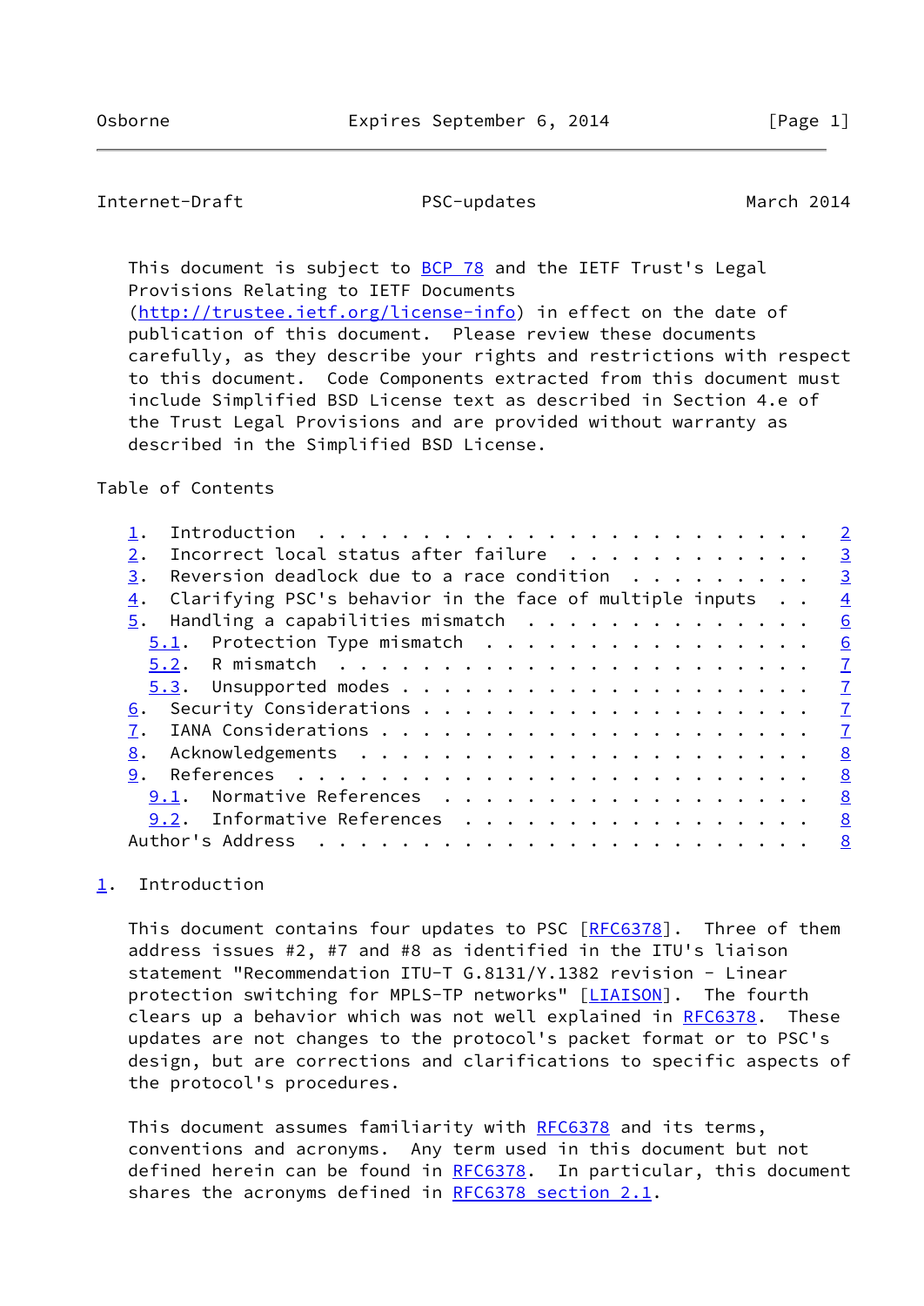This document is subject to BCP 78 and the IETF Trust's Legal Provisions Relating to IETF Documents (http://trustee.ietf.org/license-info) in effect on the date of publication of this document. Please review these documents carefully, as they describe your rights and restrictions with respect to this document. Code Components extracted from this document must include Simplified BSD License text as described in Section 4.e of the Trust Legal Provisions and are provided without warranty as described in the Simplified BSD License.

Table of Contents

- 1. Introduction . . . . . . . . . . . . . . . . . . . . . . . . 2
- 2. Incorrect local status after failure . . . . . . . . . . . . 3
- 3. Reversion deadlock due to a race condition . . . . . . . . . 3
- 4. Clarifying PSC's behavior in the face of multiple inputs . . 4
- 5. Handling a capabilities mismatch . . . . . . . . . . . . . . 6
  - 5.1. Protection Type mismatch . . . . . . . . . . . . . . . . 6
  - 5.2. R mismatch . . . . . . . . . . . . . . . . . . . . . . . 7
  - 5.3. Unsupported modes . . . . . . . . . . . . . . . . . . . . 7
- 6. Security Considerations . . . . . . . . . . . . . . . . . . . 7
- 7. IANA Considerations . . . . . . . . . . . . . . . . . . . . . 7
- 8. Acknowledgements . . . . . . . . . . . . . . . . . . . . . . 8
- 9. References . . . . . . . . . . . . . . . . . . . . . . . . . 8
  - 9.1. Normative References . . . . . . . . . . . . . . . . . . 8
  - 9.2. Informative References . . . . . . . . . . . . . . . . . 8
- Author's Address . . . . . . . . . . . . . . . . . . . . . . . . 8

## 1. Introduction

This document contains four updates to PSC [RFC6378]. Three of them address issues #2, #7 and #8 as identified in the ITU's liaison statement "Recommendation ITU-T G.8131/Y.1382 revision - Linear protection switching for MPLS-TP networks" [LIAISON]. The fourth clears up a behavior which was not well explained in RFC6378. These updates are not changes to the protocol's packet format or to PSC's design, but are corrections and clarifications to specific aspects of the protocol's procedures.

This document assumes familiarity with RFC6378 and its terms, conventions and acronyms. Any term used in this document but not defined herein can be found in RFC6378. In particular, this document shares the acronyms defined in RFC6378 section 2.1.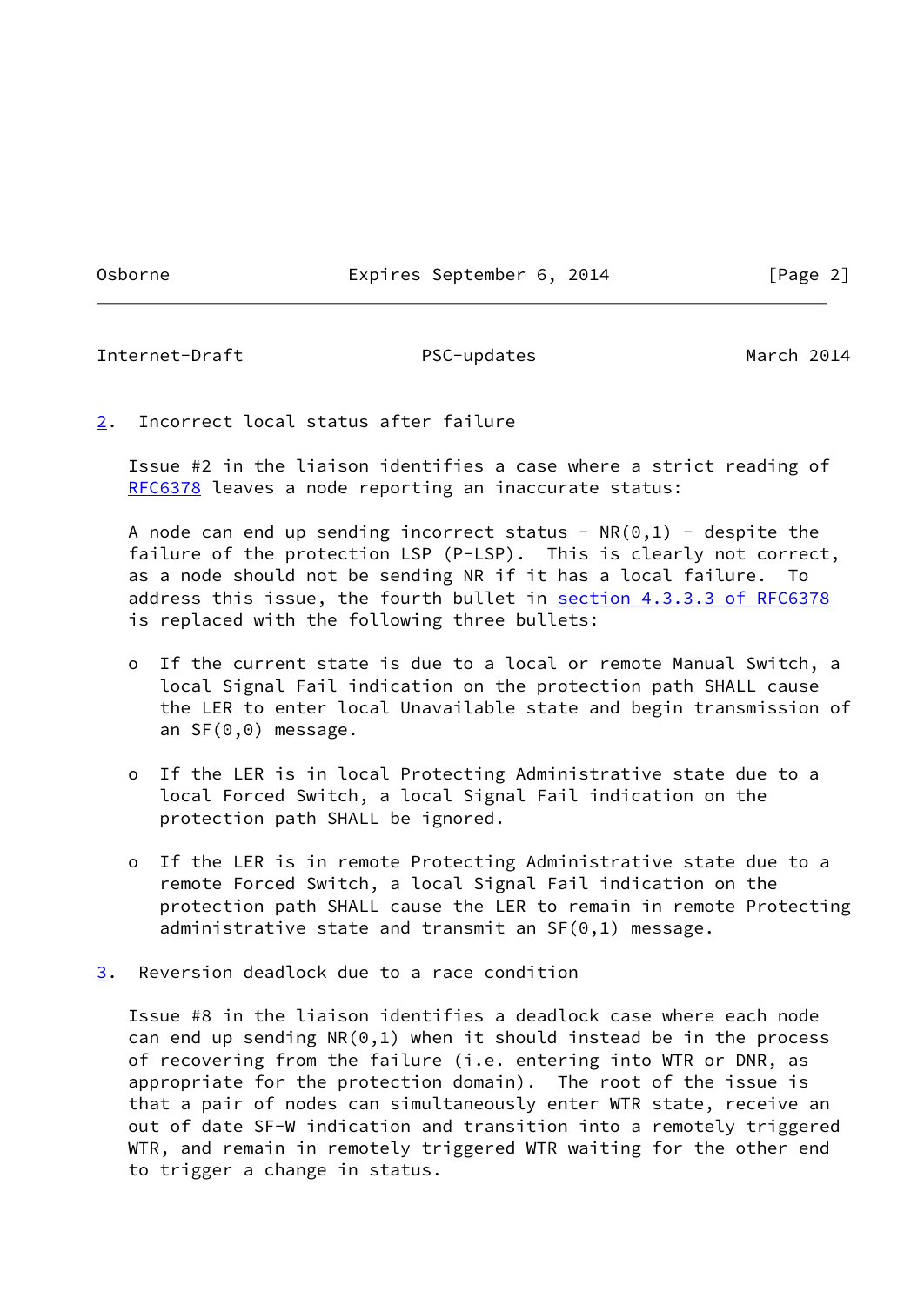## 2. Incorrect local status after failure

Issue #2 in the liaison identifies a case where a strict reading of RFC6378 leaves a node reporting an inaccurate status:

A node can end up sending incorrect status - NR(0,1) - despite the failure of the protection LSP (P-LSP). This is clearly not correct, as a node should not be sending NR if it has a local failure. To address this issue, the fourth bullet in section 4.3.3.3 of RFC6378 is replaced with the following three bullets:

- If the current state is due to a local or remote Manual Switch, a local Signal Fail indication on the protection path SHALL cause the LER to enter local Unavailable state and begin transmission of an SF(0,0) message.

- If the LER is in local Protecting Administrative state due to a local Forced Switch, a local Signal Fail indication on the protection path SHALL be ignored.

- If the LER is in remote Protecting Administrative state due to a remote Forced Switch, a local Signal Fail indication on the protection path SHALL cause the LER to remain in remote Protecting administrative state and transmit an SF(0,1) message.

## 3. Reversion deadlock due to a race condition

Issue #8 in the liaison identifies a deadlock case where each node can end up sending NR(0,1) when it should instead be in the process of recovering from the failure (i.e. entering into WTR or DNR, as appropriate for the protection domain). The root of the issue is that a pair of nodes can simultaneously enter WTR state, receive an out of date SF-W indication and transition into a remotely triggered WTR, and remain in remotely triggered WTR waiting for the other end to trigger a change in status.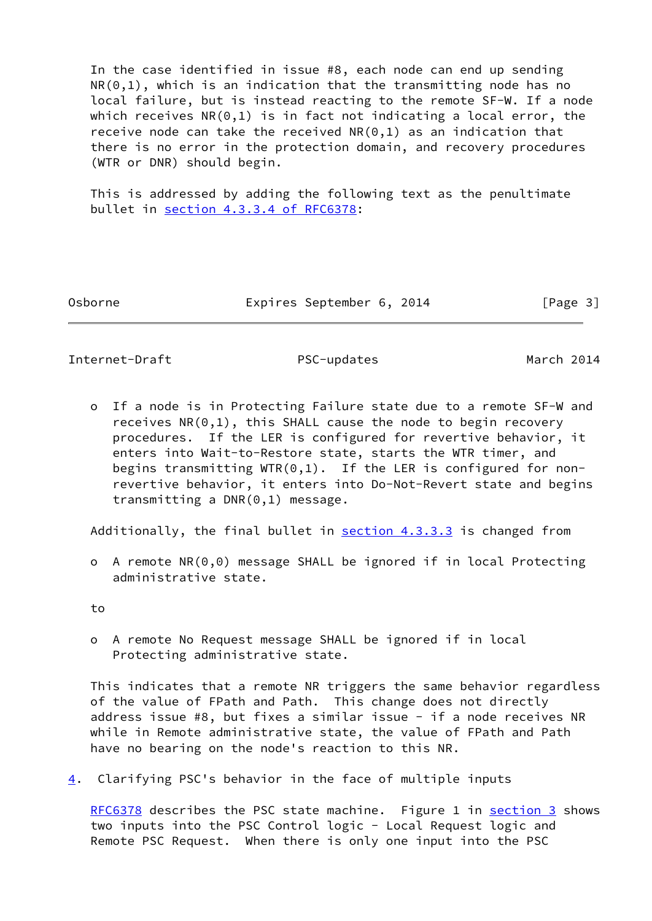In the case identified in issue #8, each node can end up sending NR(0,1), which is an indication that the transmitting node has no local failure, but is instead reacting to the remote SF-W. If a node which receives NR(0,1) is in fact not indicating a local error, the receive node can take the received NR(0,1) as an indication that there is no error in the protection domain, and recovery procedures (WTR or DNR) should begin.

This is addressed by adding the following text as the penultimate bullet in section 4.3.3.4 of RFC6378:

- If a node is in Protecting Failure state due to a remote SF-W and receives NR(0,1), this SHALL cause the node to begin recovery procedures. If the LER is configured for revertive behavior, it enters into Wait-to-Restore state, starts the WTR timer, and begins transmitting WTR(0,1). If the LER is configured for non-revertive behavior, it enters into Do-Not-Revert state and begins transmitting a DNR(0,1) message.

Additionally, the final bullet in section 4.3.3.3 is changed from

- A remote NR(0,0) message SHALL be ignored if in local Protecting administrative state.

to

- A remote No Request message SHALL be ignored if in local Protecting administrative state.

This indicates that a remote NR triggers the same behavior regardless of the value of FPath and Path. This change does not directly address issue #8, but fixes a similar issue - if a node receives NR while in Remote administrative state, the value of FPath and Path have no bearing on the node's reaction to this NR.

## 4. Clarifying PSC's behavior in the face of multiple inputs

RFC6378 describes the PSC state machine. Figure 1 in section 3 shows two inputs into the PSC Control logic - Local Request logic and Remote PSC Request. When there is only one input into the PSC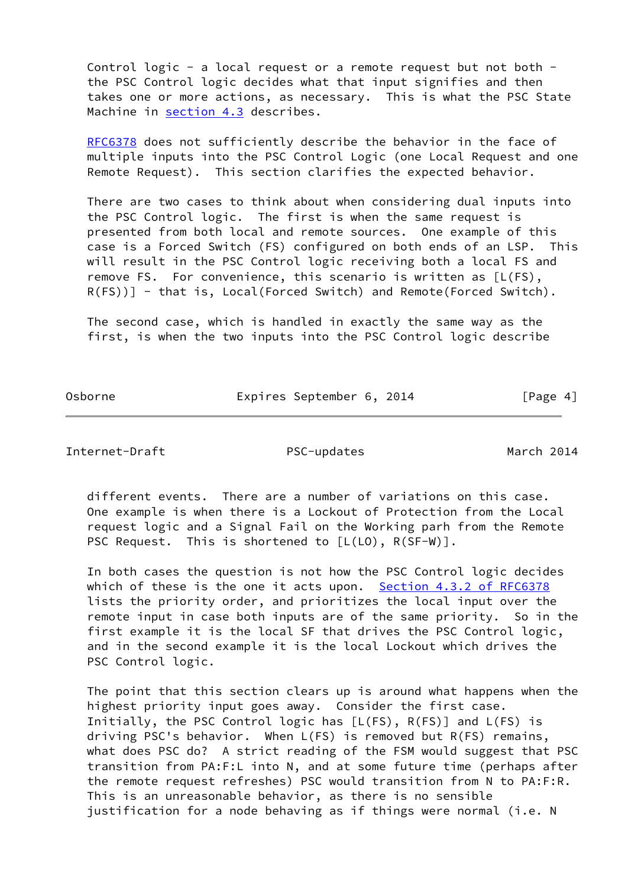Control logic - a local request or a remote request but not both - the PSC Control logic decides what that input signifies and then takes one or more actions, as necessary. This is what the PSC State Machine in section 4.3 describes.

RFC6378 does not sufficiently describe the behavior in the face of multiple inputs into the PSC Control Logic (one Local Request and one Remote Request). This section clarifies the expected behavior.

There are two cases to think about when considering dual inputs into the PSC Control logic. The first is when the same request is presented from both local and remote sources. One example of this case is a Forced Switch (FS) configured on both ends of an LSP. This will result in the PSC Control logic receiving both a local FS and remove FS. For convenience, this scenario is written as [L(FS), R(FS))] - that is, Local(Forced Switch) and Remote(Forced Switch).

The second case, which is handled in exactly the same way as the first, is when the two inputs into the PSC Control logic describe different events. There are a number of variations on this case. One example is when there is a Lockout of Protection from the Local request logic and a Signal Fail on the Working parh from the Remote PSC Request. This is shortened to [L(LO), R(SF-W)].

In both cases the question is not how the PSC Control logic decides which of these is the one it acts upon. Section 4.3.2 of RFC6378 lists the priority order, and prioritizes the local input over the remote input in case both inputs are of the same priority. So in the first example it is the local SF that drives the PSC Control logic, and in the second example it is the local Lockout which drives the PSC Control logic.

The point that this section clears up is around what happens when the highest priority input goes away. Consider the first case. Initially, the PSC Control logic has [L(FS), R(FS)] and L(FS) is driving PSC's behavior. When L(FS) is removed but R(FS) remains, what does PSC do? A strict reading of the FSM would suggest that PSC transition from PA:F:L into N, and at some future time (perhaps after the remote request refreshes) PSC would transition from N to PA:F:R. This is an unreasonable behavior, as there is no sensible justification for a node behaving as if things were normal (i.e. N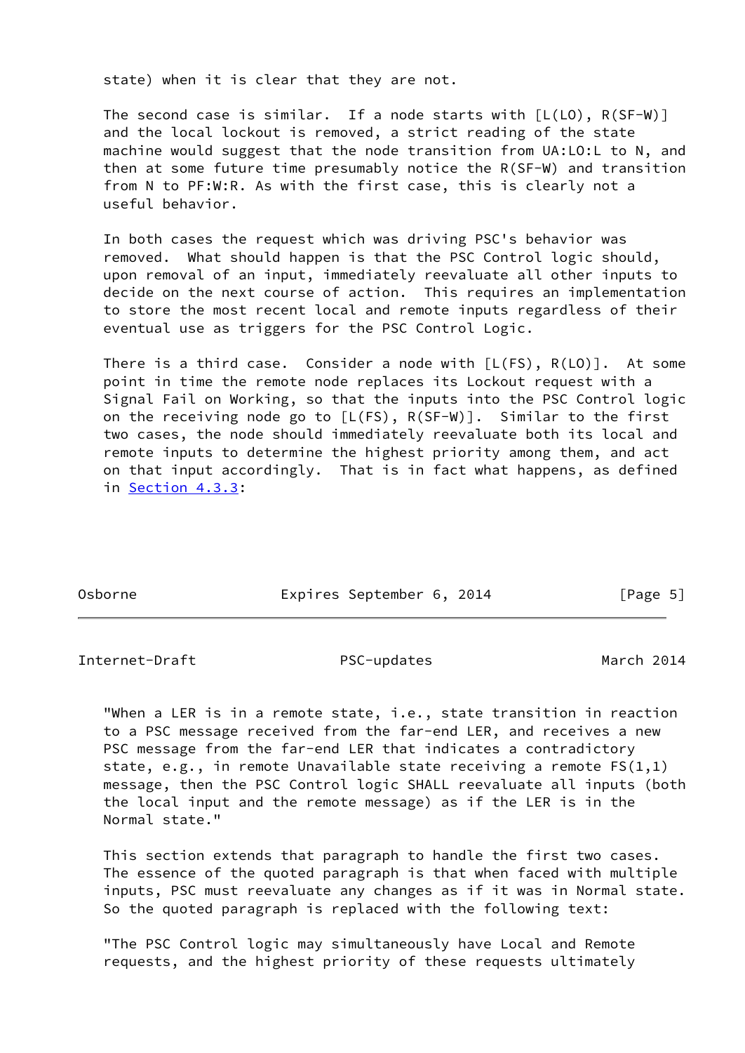state) when it is clear that they are not.

The second case is similar. If a node starts with [L(LO), R(SF-W)] and the local lockout is removed, a strict reading of the state machine would suggest that the node transition from UA:LO:L to N, and then at some future time presumably notice the R(SF-W) and transition from N to PF:W:R. As with the first case, this is clearly not a useful behavior.

In both cases the request which was driving PSC's behavior was removed. What should happen is that the PSC Control logic should, upon removal of an input, immediately reevaluate all other inputs to decide on the next course of action. This requires an implementation to store the most recent local and remote inputs regardless of their eventual use as triggers for the PSC Control Logic.

There is a third case. Consider a node with [L(FS), R(LO)]. At some point in time the remote node replaces its Lockout request with a Signal Fail on Working, so that the inputs into the PSC Control logic on the receiving node go to [L(FS), R(SF-W)]. Similar to the first two cases, the node should immediately reevaluate both its local and remote inputs to determine the highest priority among them, and act on that input accordingly. That is in fact what happens, as defined in Section 4.3.3:

"When a LER is in a remote state, i.e., state transition in reaction to a PSC message received from the far-end LER, and receives a new PSC message from the far-end LER that indicates a contradictory state, e.g., in remote Unavailable state receiving a remote FS(1,1) message, then the PSC Control logic SHALL reevaluate all inputs (both the local input and the remote message) as if the LER is in the Normal state."

This section extends that paragraph to handle the first two cases. The essence of the quoted paragraph is that when faced with multiple inputs, PSC must reevaluate any changes as if it was in Normal state. So the quoted paragraph is replaced with the following text:

"The PSC Control logic may simultaneously have Local and Remote requests, and the highest priority of these requests ultimately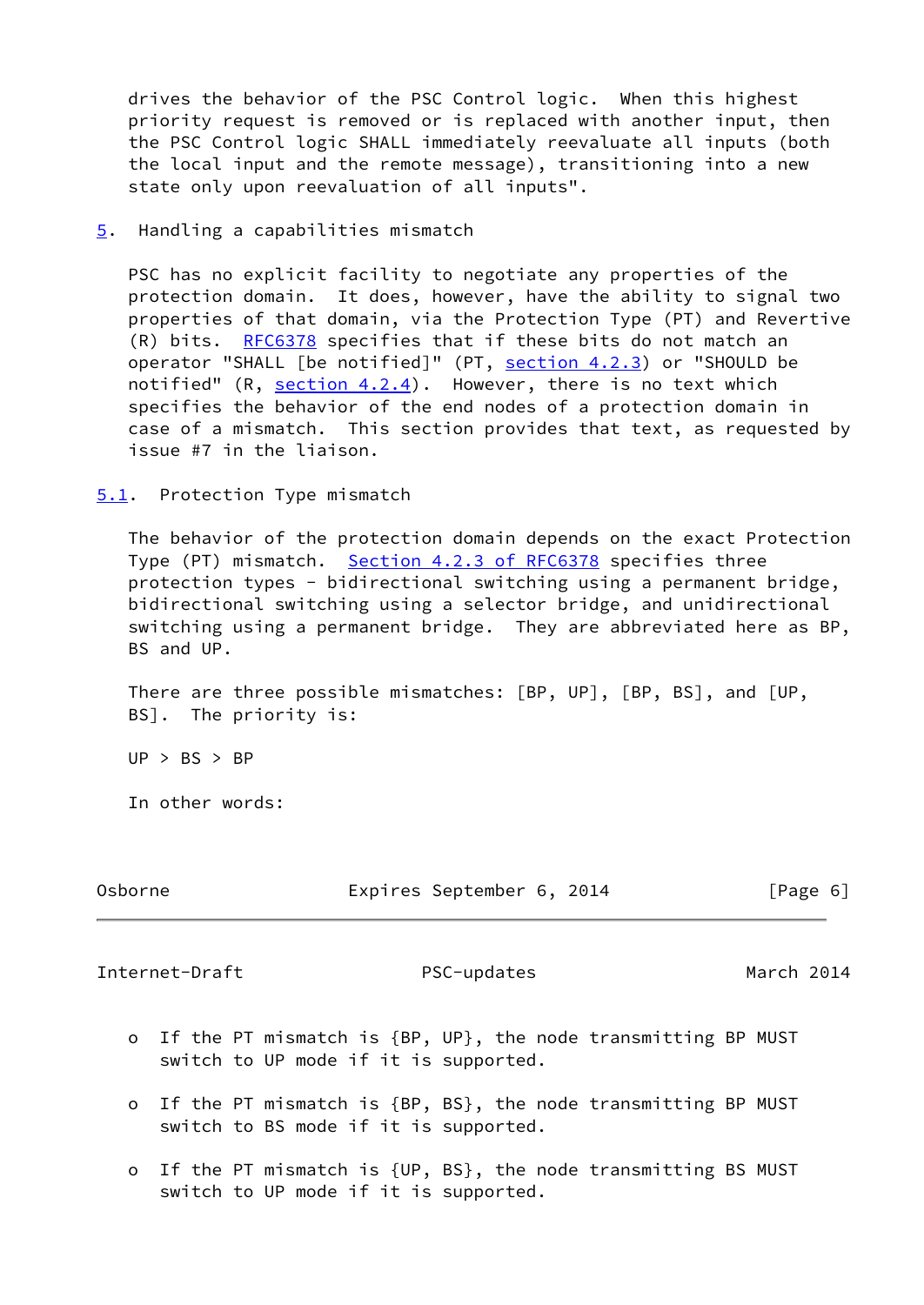drives the behavior of the PSC Control logic. When this highest priority request is removed or is replaced with another input, then the PSC Control logic SHALL immediately reevaluate all inputs (both the local input and the remote message), transitioning into a new state only upon reevaluation of all inputs".

## 5. Handling a capabilities mismatch

PSC has no explicit facility to negotiate any properties of the protection domain. It does, however, have the ability to signal two properties of that domain, via the Protection Type (PT) and Revertive (R) bits. RFC6378 specifies that if these bits do not match an operator "SHALL [be notified]" (PT, section 4.2.3) or "SHOULD be notified" (R, section 4.2.4). However, there is no text which specifies the behavior of the end nodes of a protection domain in case of a mismatch. This section provides that text, as requested by issue #7 in the liaison.

### 5.1. Protection Type mismatch

The behavior of the protection domain depends on the exact Protection Type (PT) mismatch. Section 4.2.3 of RFC6378 specifies three protection types - bidirectional switching using a permanent bridge, bidirectional switching using a selector bridge, and unidirectional switching using a permanent bridge. They are abbreviated here as BP, BS and UP.

There are three possible mismatches: [BP, UP], [BP, BS], and [UP, BS]. The priority is:

UP > BS > BP

In other words:

- If the PT mismatch is {BP, UP}, the node transmitting BP MUST switch to UP mode if it is supported.

- If the PT mismatch is {BP, BS}, the node transmitting BP MUST switch to BS mode if it is supported.

- If the PT mismatch is {UP, BS}, the node transmitting BS MUST switch to UP mode if it is supported.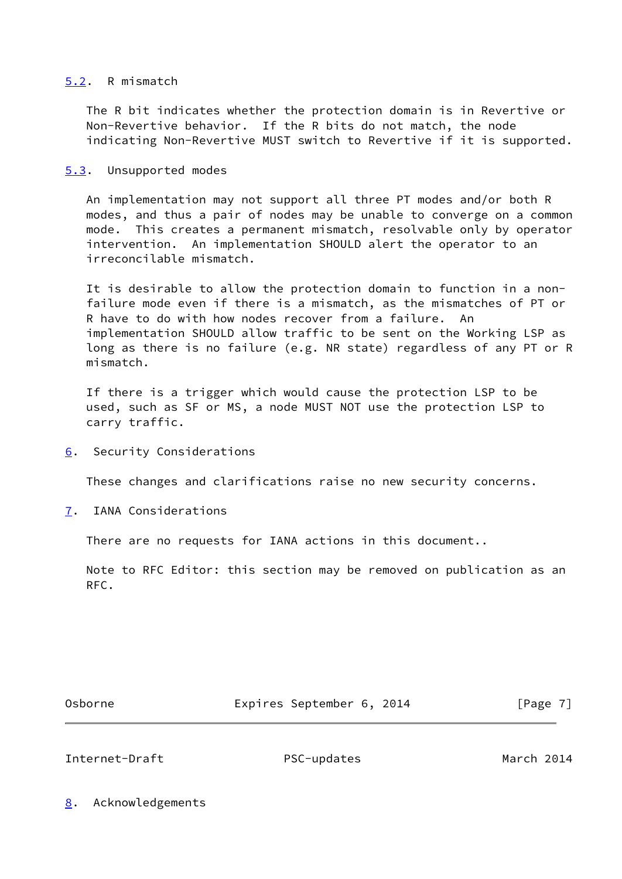### 5.2. R mismatch

The R bit indicates whether the protection domain is in Revertive or Non-Revertive behavior. If the R bits do not match, the node indicating Non-Revertive MUST switch to Revertive if it is supported.

### 5.3. Unsupported modes

An implementation may not support all three PT modes and/or both R modes, and thus a pair of nodes may be unable to converge on a common mode. This creates a permanent mismatch, resolvable only by operator intervention. An implementation SHOULD alert the operator to an irreconcilable mismatch.

It is desirable to allow the protection domain to function in a non-failure mode even if there is a mismatch, as the mismatches of PT or R have to do with how nodes recover from a failure. An implementation SHOULD allow traffic to be sent on the Working LSP as long as there is no failure (e.g. NR state) regardless of any PT or R mismatch.

If there is a trigger which would cause the protection LSP to be used, such as SF or MS, a node MUST NOT use the protection LSP to carry traffic.

## 6. Security Considerations

These changes and clarifications raise no new security concerns.

## 7. IANA Considerations

There are no requests for IANA actions in this document..

Note to RFC Editor: this section may be removed on publication as an RFC.

## 8. Acknowledgements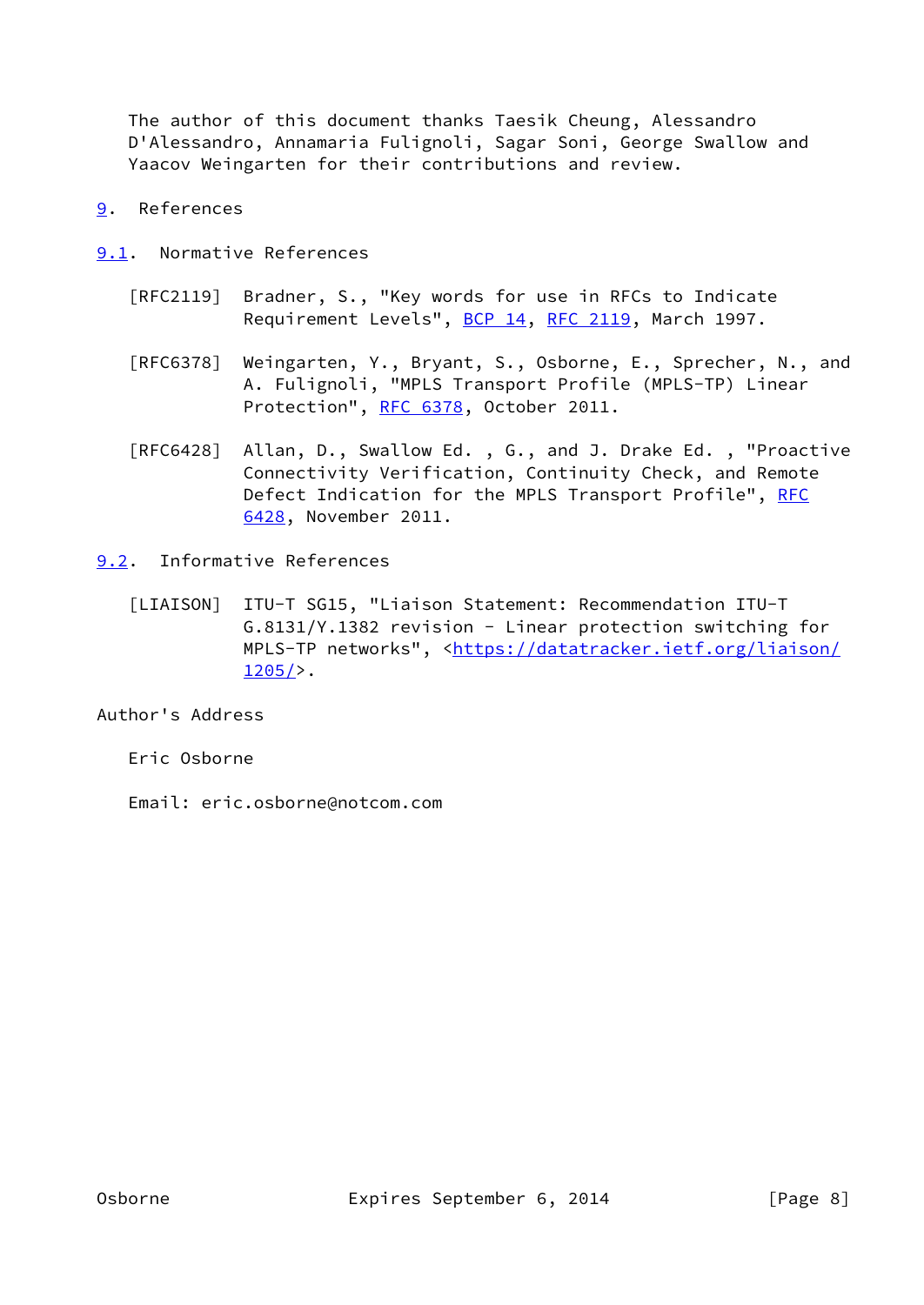The author of this document thanks Taesik Cheung, Alessandro D'Alessandro, Annamaria Fulignoli, Sagar Soni, George Swallow and Yaacov Weingarten for their contributions and review.

## 9. References

### 9.1. Normative References

[RFC2119] Bradner, S., "Key words for use in RFCs to Indicate Requirement Levels", BCP 14, RFC 2119, March 1997.

[RFC6378] Weingarten, Y., Bryant, S., Osborne, E., Sprecher, N., and A. Fulignoli, "MPLS Transport Profile (MPLS-TP) Linear Protection", RFC 6378, October 2011.

[RFC6428] Allan, D., Swallow Ed. , G., and J. Drake Ed. , "Proactive Connectivity Verification, Continuity Check, and Remote Defect Indication for the MPLS Transport Profile", RFC 6428, November 2011.

### 9.2. Informative References

[LIAISON] ITU-T SG15, "Liaison Statement: Recommendation ITU-T G.8131/Y.1382 revision - Linear protection switching for MPLS-TP networks", <https://datatracker.ietf.org/liaison/1205/>.

## Author's Address

Eric Osborne

Email: eric.osborne@notcom.com